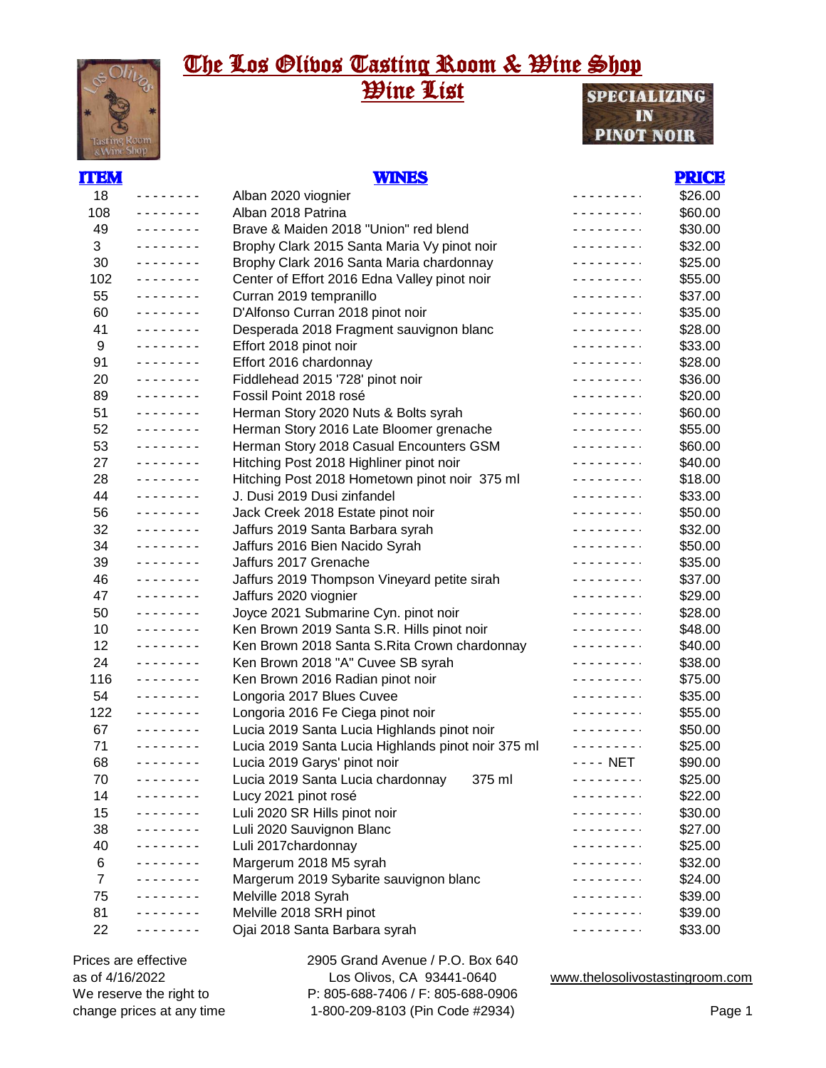# The Los Olivos Tasting Room & Wine Shop

## Wine List

SPECIALIZING IN PINOT NOIR

| ITEM | WINES | PRICE |
|---|---|---|
| 18 | Alban 2020 viognier | $26.00 |
| 108 | Alban 2018 Patrina | $60.00 |
| 49 | Brave & Maiden 2018 "Union" red blend | $30.00 |
| 3 | Brophy Clark 2015 Santa Maria Vy pinot noir | $32.00 |
| 30 | Brophy Clark 2016 Santa Maria chardonnay | $25.00 |
| 102 | Center of Effort 2016 Edna Valley pinot noir | $55.00 |
| 55 | Curran 2019 tempranillo | $37.00 |
| 60 | D'Alfonso Curran 2018 pinot noir | $35.00 |
| 41 | Desperada 2018 Fragment sauvignon blanc | $28.00 |
| 9 | Effort 2018 pinot noir | $33.00 |
| 91 | Effort 2016 chardonnay | $28.00 |
| 20 | Fiddlehead 2015 '728' pinot noir | $36.00 |
| 89 | Fossil Point 2018 rosé | $20.00 |
| 51 | Herman Story 2020 Nuts & Bolts syrah | $60.00 |
| 52 | Herman Story 2016 Late Bloomer grenache | $55.00 |
| 53 | Herman Story 2018 Casual Encounters GSM | $60.00 |
| 27 | Hitching Post 2018 Highliner pinot noir | $40.00 |
| 28 | Hitching Post 2018 Hometown pinot noir 375 ml | $18.00 |
| 44 | J. Dusi 2019 Dusi zinfandel | $33.00 |
| 56 | Jack Creek 2018 Estate pinot noir | $50.00 |
| 32 | Jaffurs 2019 Santa Barbara syrah | $32.00 |
| 34 | Jaffurs 2016 Bien Nacido Syrah | $50.00 |
| 39 | Jaffurs 2017 Grenache | $35.00 |
| 46 | Jaffurs 2019 Thompson Vineyard petite sirah | $37.00 |
| 47 | Jaffurs 2020 viognier | $29.00 |
| 50 | Joyce 2021 Submarine Cyn. pinot noir | $28.00 |
| 10 | Ken Brown 2019 Santa S.R. Hills pinot noir | $48.00 |
| 12 | Ken Brown 2018 Santa S.Rita Crown chardonnay | $40.00 |
| 24 | Ken Brown 2018 "A" Cuvee SB syrah | $38.00 |
| 116 | Ken Brown 2016 Radian pinot noir | $75.00 |
| 54 | Longoria 2017 Blues Cuvee | $35.00 |
| 122 | Longoria 2016 Fe Ciega pinot noir | $55.00 |
| 67 | Lucia 2019 Santa Lucia Highlands pinot noir | $50.00 |
| 71 | Lucia 2019 Santa Lucia Highlands pinot noir 375 ml | $25.00 |
| 68 | Lucia 2019 Garys' pinot noir (NET) | $90.00 |
| 70 | Lucia 2019 Santa Lucia chardonnay 375 ml | $25.00 |
| 14 | Lucy 2021 pinot rosé | $22.00 |
| 15 | Luli 2020 SR Hills pinot noir | $30.00 |
| 38 | Luli 2020 Sauvignon Blanc | $27.00 |
| 40 | Luli 2017chardonnay | $25.00 |
| 6 | Margerum 2018 M5 syrah | $32.00 |
| 7 | Margerum 2019 Sybarite sauvignon blanc | $24.00 |
| 75 | Melville 2018 Syrah | $39.00 |
| 81 | Melville 2018 SRH pinot | $39.00 |
| 22 | Ojai 2018 Santa Barbara syrah | $33.00 |

Prices are effective as of 4/16/2022
We reserve the right to change prices at any time

2905 Grand Avenue / P.O. Box 640
Los Olivos, CA 93441-0640
P: 805-688-7406 / F: 805-688-0906
1-800-209-8103 (Pin Code #2934)

www.thelosolivostastingroom.com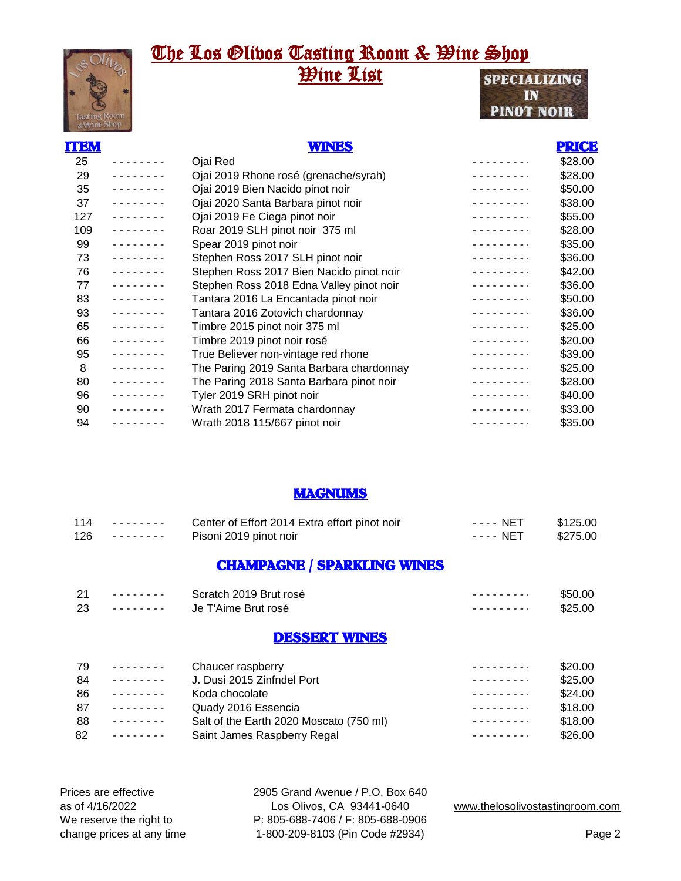# The Los Olivos Tasting Room & Wine Shop

## Wine List

SPECIALIZING IN PINOT NOIR

| ITEM | WINES | PRICE |
|---|---|---|
| 25 | Ojai Red | $28.00 |
| 29 | Ojai 2019 Rhone rosé (grenache/syrah) | $28.00 |
| 35 | Ojai 2019 Bien Nacido pinot noir | $50.00 |
| 37 | Ojai 2020 Santa Barbara pinot noir | $38.00 |
| 127 | Ojai 2019 Fe Ciega pinot noir | $55.00 |
| 109 | Roar 2019 SLH pinot noir 375 ml | $28.00 |
| 99 | Spear 2019 pinot noir | $35.00 |
| 73 | Stephen Ross 2017 SLH pinot noir | $36.00 |
| 76 | Stephen Ross 2017 Bien Nacido pinot noir | $42.00 |
| 77 | Stephen Ross 2018 Edna Valley pinot noir | $36.00 |
| 83 | Tantara 2016 La Encantada pinot noir | $50.00 |
| 93 | Tantara 2016 Zotovich chardonnay | $36.00 |
| 65 | Timbre 2015 pinot noir 375 ml | $25.00 |
| 66 | Timbre 2019 pinot noir rosé | $20.00 |
| 95 | True Believer non-vintage red rhone | $39.00 |
| 8 | The Paring 2019 Santa Barbara chardonnay | $25.00 |
| 80 | The Paring 2018 Santa Barbara pinot noir | $28.00 |
| 96 | Tyler 2019 SRH pinot noir | $40.00 |
| 90 | Wrath 2017 Fermata chardonnay | $33.00 |
| 94 | Wrath 2018 115/667 pinot noir | $35.00 |

## MAGNUMS

| | | | |
|---|---|---|---|
| 114 | Center of Effort 2014 Extra effort pinot noir | NET | $125.00 |
| 126 | Pisoni 2019 pinot noir | NET | $275.00 |

## CHAMPAGNE / SPARKLING WINES

| | | |
|---|---|---|
| 21 | Scratch 2019 Brut rosé | $50.00 |
| 23 | Je T'Aime Brut rosé | $25.00 |

## DESSERT WINES

| | | |
|---|---|---|
| 79 | Chaucer raspberry | $20.00 |
| 84 | J. Dusi 2015 Zinfndel Port | $25.00 |
| 86 | Koda chocolate | $24.00 |
| 87 | Quady 2016 Essencia | $18.00 |
| 88 | Salt of the Earth 2020 Moscato (750 ml) | $18.00 |
| 82 | Saint James Raspberry Regal | $26.00 |

Prices are effective as of 4/16/2022
We reserve the right to change prices at any time

2905 Grand Avenue / P.O. Box 640
Los Olivos, CA 93441-0640
P: 805-688-7406 / F: 805-688-0906
1-800-209-8103 (Pin Code #2934)

www.thelosolivostastingroom.com